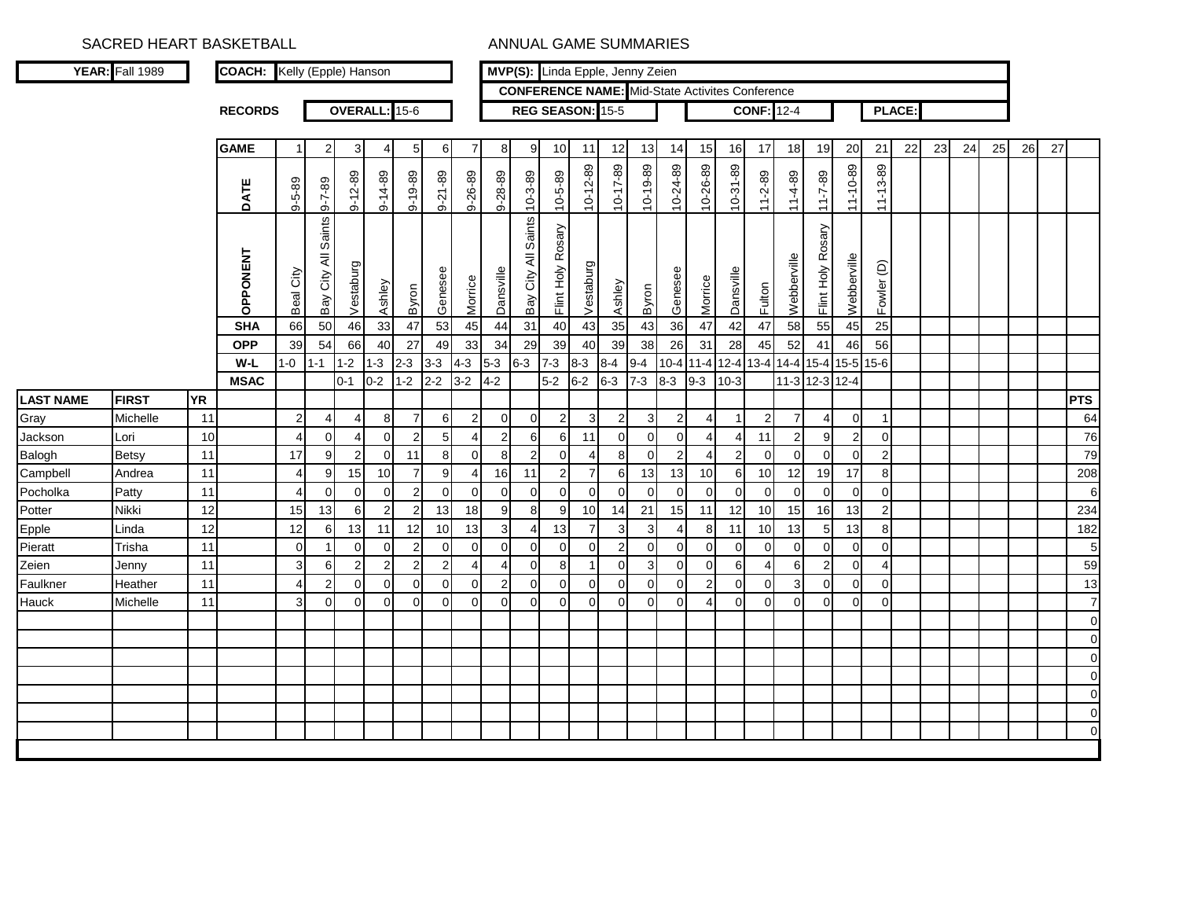SACRED HEART BASKETBALL — ANNUAL GAME SUMMARIES

| YEAR: | Fall 1989 |
|---|---|
| COACH: | Kelly (Epple) Hanson |
| MVP(S): | Linda Epple, Jenny Zeien |
| CONFERENCE NAME: | Mid-State Activites Conference |

| RECORDS | OVERALL: | 15-6 | REG SEASON: | 15-5 | CONF: | 12-4 | PLACE: | |
|---|---|---|---|---|---|---|---|---|

| GAME | 1 | 2 | 3 | 4 | 5 | 6 | 7 | 8 | 9 | 10 | 11 | 12 | 13 | 14 | 15 | 16 | 17 | 18 | 19 | 20 | 21 | 22 | 23 | 24 | 25 | 26 | 27 |
|---|---|---|---|---|---|---|---|---|---|---|---|---|---|---|---|---|---|---|---|---|---|---|---|---|---|---|---|
| DATE | 9-5-89 | 9-7-89 | 9-12-89 | 9-14-89 | 9-19-89 | 9-21-89 | 9-26-89 | 9-28-89 | 10-3-89 | 10-5-89 | 10-12-89 | 10-17-89 | 10-19-89 | 10-24-89 | 10-26-89 | 10-31-89 | 11-2-89 | 11-4-89 | 11-7-89 | 11-10-89 | 11-13-89 | | | | | | |
| OPPONENT | Beal City | Bay City All Saints | Vestaburg | Ashley | Byron | Genesee | Morrice | Dansville | Bay City All Saints | Flint Holy Rosary | Vestaburg | Ashley | Byron | Genesee | Morrice | Dansville | Fulton | Webberville | Flint Holy Rosary | Webberville | Fowler (D) | | | | | | |
| SHA | 66 | 50 | 46 | 33 | 47 | 53 | 45 | 44 | 31 | 40 | 43 | 35 | 43 | 36 | 47 | 42 | 47 | 58 | 55 | 45 | 25 | | | | | | |
| OPP | 39 | 54 | 66 | 40 | 27 | 49 | 33 | 34 | 29 | 39 | 40 | 39 | 38 | 26 | 31 | 28 | 45 | 52 | 41 | 46 | 56 | | | | | | |
| W-L | 1-0 | 1-1 | 1-2 | 1-3 | 2-3 | 3-3 | 4-3 | 5-3 | 6-3 | 7-3 | 8-3 | 8-4 | 9-4 | 10-4 | 11-4 | 12-4 | 13-4 | 14-4 | 15-4 | 15-5 | 15-6 | | | | | | |
| MSAC | | | 0-1 | 0-2 | 1-2 | 2-2 | 3-2 | 4-2 | | 5-2 | 6-2 | 6-3 | 7-3 | 8-3 | 9-3 | 10-3 | | 11-3 | 12-3 | 12-4 | | | | | | | |

| LAST NAME | FIRST | YR | 1 | 2 | 3 | 4 | 5 | 6 | 7 | 8 | 9 | 10 | 11 | 12 | 13 | 14 | 15 | 16 | 17 | 18 | 19 | 20 | 21 | 22 | 23 | 24 | 25 | 26 | 27 | PTS |
|---|---|---|---|---|---|---|---|---|---|---|---|---|---|---|---|---|---|---|---|---|---|---|---|---|---|---|---|---|---|---|
| Gray | Michelle | 11 | 2 | 4 | 4 | 8 | 7 | 6 | 2 | 0 | 0 | 2 | 3 | 2 | 3 | 2 | 4 | 1 | 2 | 7 | 4 | 0 | 1 | | | | | | | 64 |
| Jackson | Lori | 10 | 4 | 0 | 4 | 0 | 2 | 5 | 4 | 2 | 6 | 6 | 11 | 0 | 0 | 0 | 4 | 4 | 11 | 2 | 9 | 2 | 0 | | | | | | | 76 |
| Balogh | Betsy | 11 | 17 | 9 | 2 | 0 | 11 | 8 | 0 | 8 | 2 | 0 | 4 | 8 | 0 | 2 | 4 | 2 | 0 | 0 | 0 | 0 | 2 | | | | | | | 79 |
| Campbell | Andrea | 11 | 4 | 9 | 15 | 10 | 7 | 9 | 4 | 16 | 11 | 2 | 7 | 6 | 13 | 13 | 10 | 6 | 10 | 12 | 19 | 17 | 8 | | | | | | | 208 |
| Pocholka | Patty | 11 | 4 | 0 | 0 | 0 | 2 | 0 | 0 | 0 | 0 | 0 | 0 | 0 | 0 | 0 | 0 | 0 | 0 | 0 | 0 | 0 | 0 | | | | | | | 6 |
| Potter | Nikki | 12 | 15 | 13 | 6 | 2 | 2 | 13 | 18 | 9 | 8 | 9 | 10 | 14 | 21 | 15 | 11 | 12 | 10 | 15 | 16 | 13 | 2 | | | | | | | 234 |
| Epple | Linda | 12 | 12 | 6 | 13 | 11 | 12 | 10 | 13 | 3 | 4 | 13 | 7 | 3 | 3 | 4 | 8 | 11 | 10 | 13 | 5 | 13 | 8 | | | | | | | 182 |
| Pieratt | Trisha | 11 | 0 | 1 | 0 | 0 | 2 | 0 | 0 | 0 | 0 | 0 | 0 | 2 | 0 | 0 | 0 | 0 | 0 | 0 | 0 | 0 | 0 | | | | | | | 5 |
| Zeien | Jenny | 11 | 3 | 6 | 2 | 2 | 2 | 2 | 4 | 4 | 0 | 8 | 1 | 0 | 3 | 0 | 0 | 6 | 4 | 6 | 2 | 0 | 4 | | | | | | | 59 |
| Faulkner | Heather | 11 | 4 | 2 | 0 | 0 | 0 | 0 | 0 | 2 | 0 | 0 | 0 | 0 | 0 | 0 | 2 | 0 | 0 | 3 | 0 | 0 | 0 | | | | | | | 13 |
| Hauck | Michelle | 11 | 3 | 0 | 0 | 0 | 0 | 0 | 0 | 0 | 0 | 0 | 0 | 0 | 0 | 0 | 4 | 0 | 0 | 0 | 0 | 0 | 0 | | | | | | | 7 |
| | | | | | | | | | | | | | | | | | | | | | | | | | | | | | | 0 |
| | | | | | | | | | | | | | | | | | | | | | | | | | | | | | | 0 |
| | | | | | | | | | | | | | | | | | | | | | | | | | | | | | | 0 |
| | | | | | | | | | | | | | | | | | | | | | | | | | | | | | | 0 |
| | | | | | | | | | | | | | | | | | | | | | | | | | | | | | | 0 |
| | | | | | | | | | | | | | | | | | | | | | | | | | | | | | | 0 |
| | | | | | | | | | | | | | | | | | | | | | | | | | | | | | | 0 |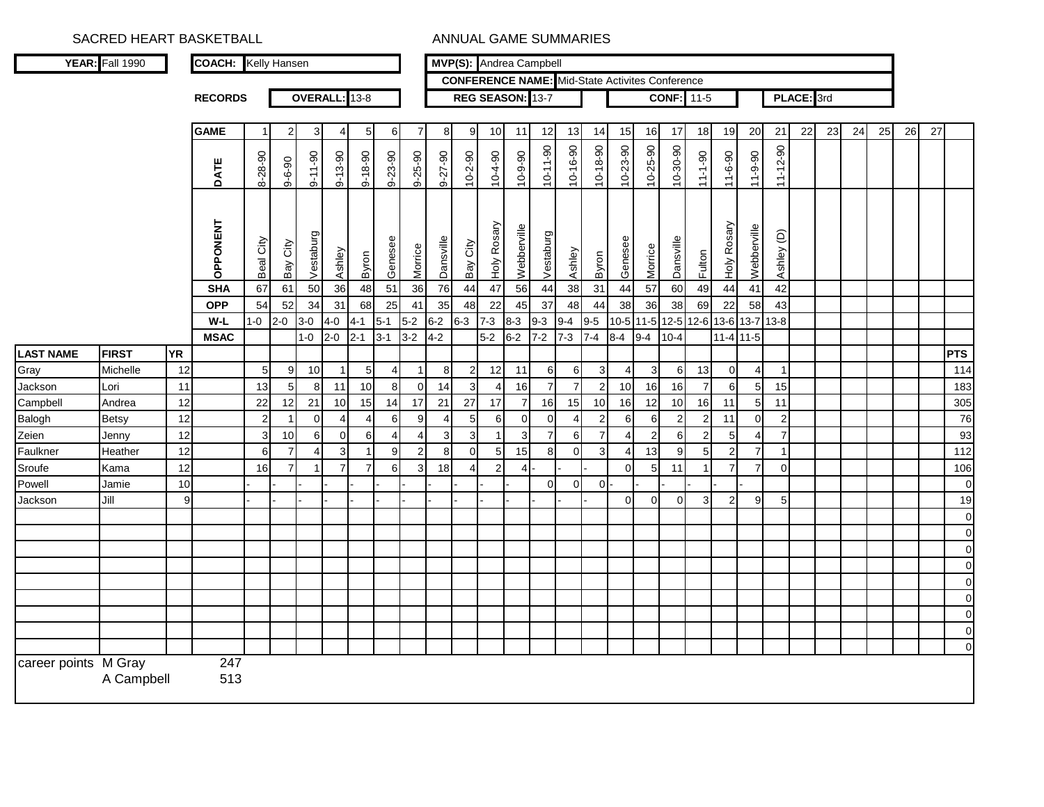SACRED HEART BASKETBALL ANNUAL GAME SUMMARIES

| YEAR: | Fall 1990 | COACH: | Kelly Hansen | MVP(S): | Andrea Campbell |
|---|---|---|---|---|---|
| | | | | CONFERENCE NAME: | Mid-State Activites Conference |
| RECORDS | | OVERALL: | 13-8 | REG SEASON: | 13-7 |
| CONF: | 11-5 | PLACE: | 3rd | | |

| | | | GAME | 1 | 2 | 3 | 4 | 5 | 6 | 7 | 8 | 9 | 10 | 11 | 12 | 13 | 14 | 15 | 16 | 17 | 18 | 19 | 20 | 21 | 22 | 23 | 24 | 25 | 26 | 27 | |
|---|---|---|---|---|---|---|---|---|---|---|---|---|---|---|---|---|---|---|---|---|---|---|---|---|---|---|---|---|---|---|---|
| | | | DATE | 8-28-90 | 9-6-90 | 9-11-90 | 9-13-90 | 9-18-90 | 9-23-90 | 9-25-90 | 9-27-90 | 10-2-90 | 10-4-90 | 10-9-90 | 10-11-90 | 10-16-90 | 10-18-90 | 10-23-90 | 10-25-90 | 10-30-90 | 11-1-90 | 11-6-90 | 11-9-90 | 11-12-90 | | | | | | | |
| | | | OPPONENT | Beal City | Bay City | Vestaburg | Ashley | Byron | Genesee | Morrice | Dansville | Bay City | Holy Rosary | Webberville | Vestaburg | Ashley | Byron | Genesee | Morrice | Dansville | Fulton | Holy Rosary | Webberville | Ashley (D) | | | | | | | |
| | | | SHA | 67 | 61 | 50 | 36 | 48 | 51 | 36 | 76 | 44 | 47 | 56 | 44 | 38 | 31 | 44 | 57 | 60 | 49 | 44 | 41 | 42 | | | | | | | |
| | | | OPP | 54 | 52 | 34 | 31 | 68 | 25 | 41 | 35 | 48 | 22 | 45 | 37 | 48 | 44 | 38 | 36 | 38 | 69 | 22 | 58 | 43 | | | | | | | |
| | | | W-L | 1-0 | 2-0 | 3-0 | 4-0 | 4-1 | 5-1 | 5-2 | 6-2 | 6-3 | 7-3 | 8-3 | 9-3 | 9-4 | 9-5 | 10-5 | 11-5 | 12-5 | 12-6 | 13-6 | 13-7 | 13-8 | | | | | | | |
| | | | MSAC | | | 1-0 | 2-0 | 2-1 | 3-1 | 3-2 | 4-2 | | 5-2 | 6-2 | 7-2 | 7-3 | 7-4 | 8-4 | 9-4 | 10-4 | | 11-4 | 11-5 | | | | | | | | |
| LAST NAME | FIRST | YR | | | | | | | | | | | | | | | | | | | | | | | | | | | | | PTS |
| Gray | Michelle | 12 | | 5 | 9 | 10 | 1 | 5 | 4 | 1 | 8 | 2 | 12 | 11 | 6 | 6 | 3 | 4 | 3 | 6 | 13 | 0 | 4 | 1 | | | | | | | 114 |
| Jackson | Lori | 11 | | 13 | 5 | 8 | 11 | 10 | 8 | 0 | 14 | 3 | 4 | 16 | 7 | 7 | 2 | 10 | 16 | 16 | 7 | 6 | 5 | 15 | | | | | | | 183 |
| Campbell | Andrea | 12 | | 22 | 12 | 21 | 10 | 15 | 14 | 17 | 21 | 27 | 17 | 7 | 16 | 15 | 10 | 16 | 12 | 10 | 16 | 11 | 5 | 11 | | | | | | | 305 |
| Balogh | Betsy | 12 | | 2 | 1 | 0 | 4 | 4 | 6 | 9 | 4 | 5 | 6 | 0 | 0 | 4 | 2 | 6 | 6 | 2 | 2 | 11 | 0 | 2 | | | | | | | 76 |
| Zeien | Jenny | 12 | | 3 | 10 | 6 | 0 | 6 | 4 | 4 | 3 | 3 | 1 | 3 | 7 | 6 | 7 | 4 | 2 | 6 | 2 | 5 | 4 | 7 | | | | | | | 93 |
| Faulkner | Heather | 12 | | 6 | 7 | 4 | 3 | 1 | 9 | 2 | 8 | 0 | 5 | 15 | 8 | 0 | 3 | 4 | 13 | 9 | 5 | 2 | 7 | 1 | | | | | | | 112 |
| Sroufe | Kama | 12 | | 16 | 7 | 1 | 7 | 7 | 6 | 3 | 18 | 4 | 2 | 4 | - | - | - | 0 | 5 | 11 | 1 | 7 | 7 | 0 | | | | | | | 106 |
| Powell | Jamie | 10 | | - | - | - | - | - | - | - | - | - | - | - | 0 | 0 | 0 | - | - | - | - | - | - | | | | | | | | 0 |
| Jackson | Jill | 9 | | - | - | - | - | - | - | - | - | - | - | - | - | - | - | 0 | 0 | 0 | 3 | 2 | 9 | 5 | | | | | | | 19 |
| | | | | | | | | | | | | | | | | | | | | | | | | | | | | | | | 0 |
| | | | | | | | | | | | | | | | | | | | | | | | | | | | | | | | 0 |
| | | | | | | | | | | | | | | | | | | | | | | | | | | | | | | | 0 |
| | | | | | | | | | | | | | | | | | | | | | | | | | | | | | | | 0 |
| | | | | | | | | | | | | | | | | | | | | | | | | | | | | | | | 0 |
| | | | | | | | | | | | | | | | | | | | | | | | | | | | | | | | 0 |
| | | | | | | | | | | | | | | | | | | | | | | | | | | | | | | | 0 |
| | | | | | | | | | | | | | | | | | | | | | | | | | | | | | | | 0 |
| | | | | | | | | | | | | | | | | | | | | | | | | | | | | | | | 0 |

career points M Gray 247
A Campbell 513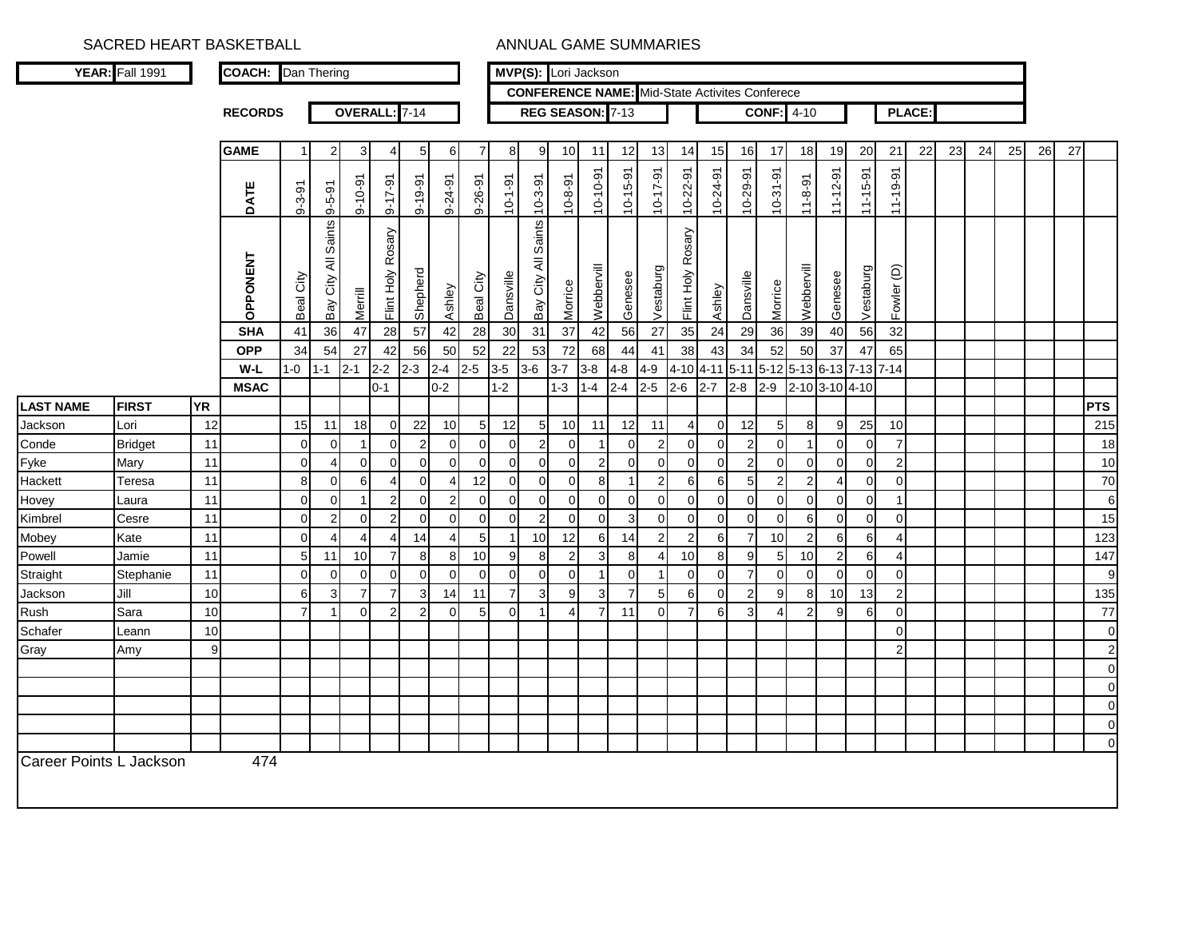SACRED HEART BASKETBALL

ANNUAL GAME SUMMARIES

| YEAR: | Fall 1991 | COACH: | Dan Thering | MVP(S): | Lori Jackson |
|---|---|---|---|---|---|

CONFERENCE NAME: Mid-State Activites Conferece

RECORDS | OVERALL: 7-14 | REG SEASON: 7-13 | CONF: 4-10 | PLACE:

| GAME | 1 | 2 | 3 | 4 | 5 | 6 | 7 | 8 | 9 | 10 | 11 | 12 | 13 | 14 | 15 | 16 | 17 | 18 | 19 | 20 | 21 | 22 | 23 | 24 | 25 | 26 | 27 |
|---|---|---|---|---|---|---|---|---|---|---|---|---|---|---|---|---|---|---|---|---|---|---|---|---|---|---|---|
| DATE | 9-3-91 | 9-5-91 | 9-10-91 | 9-17-91 | 9-19-91 | 9-24-91 | 9-26-91 | 10-1-91 | 10-3-91 | 10-8-91 | 10-10-91 | 10-15-91 | 10-17-91 | 10-22-91 | 10-24-91 | 10-29-91 | 10-31-91 | 11-8-91 | 11-12-91 | 11-15-91 | 11-19-91 | | | | | | |
| OPPONENT | Beal City | Bay City All Saints | Merrill | Flint Holy Rosary | Shepherd | Ashley | Beal City | Dansville | Bay City All Saints | Morrice | Webbervill | Genesee | Vestaburg | Flint Holy Rosary | Ashley | Dansville | Morrice | Webbervill | Genesee | Vestaburg | Fowler (D) | | | | | | |
| SHA | 41 | 36 | 47 | 28 | 57 | 42 | 28 | 30 | 31 | 37 | 42 | 56 | 27 | 35 | 24 | 29 | 36 | 39 | 40 | 56 | 32 | | | | | | |
| OPP | 34 | 54 | 27 | 42 | 56 | 50 | 52 | 22 | 53 | 72 | 68 | 44 | 41 | 38 | 43 | 34 | 52 | 50 | 37 | 47 | 65 | | | | | | |
| W-L | 1-0 | 1-1 | 2-1 | 2-2 | 2-3 | 2-4 | 2-5 | 3-5 | 3-6 | 3-7 | 3-8 | 4-8 | 4-9 | 4-10 | 4-11 | 5-11 | 5-12 | 5-13 | 6-13 | 7-13 | 7-14 | | | | | | |
| MSAC | | | | 0-1 | | 0-2 | | 1-2 | | 1-3 | 1-4 | 2-4 | 2-5 | 2-6 | 2-7 | 2-8 | 2-9 | 2-10 | 3-10 | 4-10 | | | | | | | |

| LAST NAME | FIRST | YR | | 1 | 2 | 3 | 4 | 5 | 6 | 7 | 8 | 9 | 10 | 11 | 12 | 13 | 14 | 15 | 16 | 17 | 18 | 19 | 20 | 21 | 22 | 23 | 24 | 25 | 26 | 27 | PTS |
|---|---|---|---|---|---|---|---|---|---|---|---|---|---|---|---|---|---|---|---|---|---|---|---|---|---|---|---|---|---|---|---|
| Jackson | Lori | 12 | | 15 | 11 | 18 | 0 | 22 | 10 | 5 | 12 | 5 | 10 | 11 | 12 | 11 | 4 | 0 | 12 | 5 | 8 | 9 | 25 | 10 | | | | | | | 215 |
| Conde | Bridget | 11 | | 0 | 0 | 1 | 0 | 2 | 0 | 0 | 0 | 2 | 0 | 1 | 0 | 2 | 0 | 0 | 2 | 0 | 1 | 0 | 0 | 7 | | | | | | | 18 |
| Fyke | Mary | 11 | | 0 | 4 | 0 | 0 | 0 | 0 | 0 | 0 | 0 | 0 | 2 | 0 | 0 | 0 | 0 | 2 | 0 | 0 | 0 | 0 | 2 | | | | | | | 10 |
| Hackett | Teresa | 11 | | 8 | 0 | 6 | 4 | 0 | 4 | 12 | 0 | 0 | 0 | 8 | 1 | 2 | 6 | 6 | 5 | 2 | 2 | 4 | 0 | 0 | | | | | | | 70 |
| Hovey | Laura | 11 | | 0 | 0 | 1 | 2 | 0 | 2 | 0 | 0 | 0 | 0 | 0 | 0 | 0 | 0 | 0 | 0 | 0 | 0 | 0 | 0 | 1 | | | | | | | 6 |
| Kimbrel | Cesre | 11 | | 0 | 2 | 0 | 2 | 0 | 0 | 0 | 0 | 2 | 0 | 0 | 3 | 0 | 0 | 0 | 0 | 0 | 6 | 0 | 0 | 0 | | | | | | | 15 |
| Mobey | Kate | 11 | | 0 | 4 | 4 | 4 | 14 | 4 | 5 | 1 | 10 | 12 | 6 | 14 | 2 | 2 | 6 | 7 | 10 | 2 | 6 | 6 | 4 | | | | | | | 123 |
| Powell | Jamie | 11 | | 5 | 11 | 10 | 7 | 8 | 8 | 10 | 9 | 8 | 2 | 3 | 8 | 4 | 10 | 8 | 9 | 5 | 10 | 2 | 6 | 4 | | | | | | | 147 |
| Straight | Stephanie | 11 | | 0 | 0 | 0 | 0 | 0 | 0 | 0 | 0 | 0 | 0 | 1 | 0 | 1 | 0 | 0 | 7 | 0 | 0 | 0 | 0 | 0 | | | | | | | 9 |
| Jackson | Jill | 10 | | 6 | 3 | 7 | 7 | 3 | 14 | 11 | 7 | 3 | 9 | 3 | 7 | 5 | 6 | 0 | 2 | 9 | 8 | 10 | 13 | 2 | | | | | | | 135 |
| Rush | Sara | 10 | | 7 | 1 | 0 | 2 | 2 | 0 | 5 | 0 | 1 | 4 | 7 | 11 | 0 | 7 | 6 | 3 | 4 | 2 | 9 | 6 | 0 | | | | | | | 77 |
| Schafer | Leann | 10 | | | | | | | | | | | | | | | | | | | | | | 0 | | | | | | | 0 |
| Gray | Amy | 9 | | | | | | | | | | | | | | | | | | | | | | 2 | | | | | | | 2 |
| | | | | | | | | | | | | | | | | | | | | | | | | | | | | | | | 0 |
| | | | | | | | | | | | | | | | | | | | | | | | | | | | | | | | 0 |
| | | | | | | | | | | | | | | | | | | | | | | | | | | | | | | | 0 |
| | | | | | | | | | | | | | | | | | | | | | | | | | | | | | | | 0 |
| | | | | | | | | | | | | | | | | | | | | | | | | | | | | | | | 0 |

Career Points L Jackson 474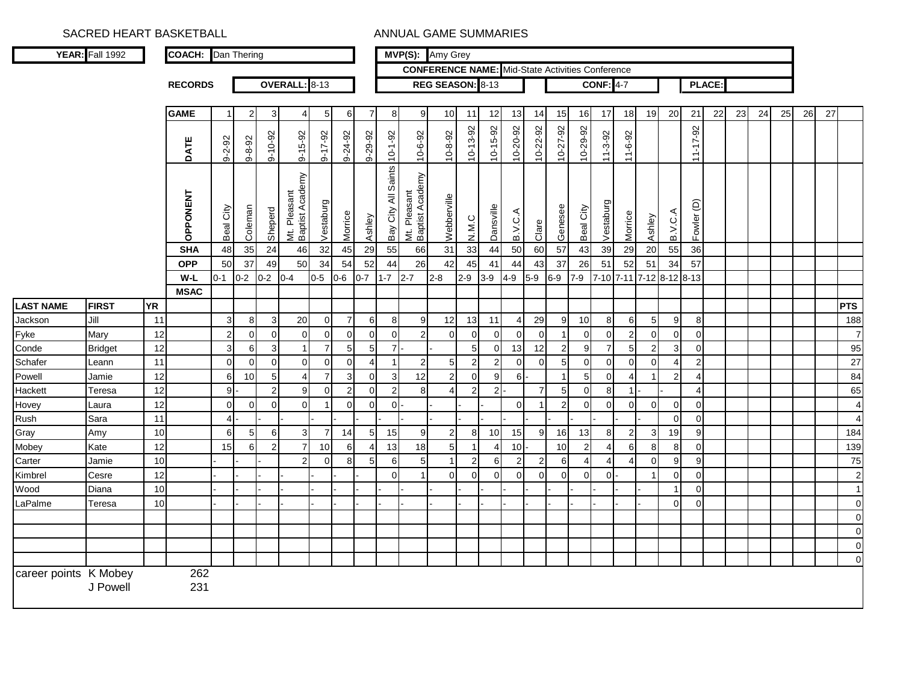SACRED HEART BASKETBALL

ANNUAL GAME SUMMARIES

| YEAR: | Fall 1992 | COACH: | Dan Thering | MVP(S): | Amy Grey |
|---|---|---|---|---|---|

CONFERENCE NAME: Mid-State Activities Conference

| RECORDS | OVERALL: 8-13 | REG SEASON: 8-13 | CONF: 4-7 | PLACE: |
|---|---|---|---|---|

| | | | GAME | 1 | 2 | 3 | 4 | 5 | 6 | 7 | 8 | 9 | 10 | 11 | 12 | 13 | 14 | 15 | 16 | 17 | 18 | 19 | 20 | 21 | 22 | 23 | 24 | 25 | 26 | 27 | |
|---|---|---|---|---|---|---|---|---|---|---|---|---|---|---|---|---|---|---|---|---|---|---|---|---|---|---|---|---|---|---|---|
| | | | DATE | 9-2-92 | 9-8-92 | 9-10-92 | 9-15-92 | 9-17-92 | 9-24-92 | 9-29-92 | 10-1-92 | 10-6-92 | 10-8-92 | 10-13-92 | 10-15-92 | 10-20-92 | 10-22-92 | 10-27-92 | 10-29-92 | 11-3-92 | 11-6-92 | | | 11-17-92 | | | | | | | |
| | | | OPPONENT | Beal City | Coleman | Sheperd | Mt. Pleasant Baptist Academy | Vestaburg | Morrice | Ashley | Bay City All Saints | Mt. Pleasant Baptist Academy | Webberville | N.M.C | Dansville | B.V.C.A | Clare | Genesee | Beal City | Vestaburg | Morrice | Ashley | B.V.C.A | Fowler (D) | | | | | | | |
| | | | SHA | 48 | 35 | 24 | 46 | 32 | 45 | 29 | 55 | 66 | 31 | 33 | 44 | 50 | 60 | 57 | 43 | 39 | 29 | 20 | 55 | 36 | | | | | | | |
| | | | OPP | 50 | 37 | 49 | 50 | 34 | 54 | 52 | 44 | 26 | 42 | 45 | 41 | 44 | 43 | 37 | 26 | 51 | 52 | 51 | 34 | 57 | | | | | | | |
| | | | W-L | 0-1 | 0-2 | 0-2 | 0-4 | 0-5 | 0-6 | 0-7 | 1-7 | 2-7 | 2-8 | 2-9 | 3-9 | 4-9 | 5-9 | 6-9 | 7-9 | 7-10 | 7-11 | 7-12 | 8-12 | 8-13 | | | | | | | |
| | | | MSAC | | | | | | | | | | | | | | | | | | | | | | | | | | | | |
| LAST NAME | FIRST | YR | | | | | | | | | | | | | | | | | | | | | | | | | | | | | PTS |
| Jackson | Jill | 11 | | 3 | 8 | 3 | 20 | 0 | 7 | 6 | 8 | 9 | 12 | 13 | 11 | 4 | 29 | 9 | 10 | 8 | 6 | 5 | 9 | 8 | | | | | | | 188 |
| Fyke | Mary | 12 | | 2 | 0 | 0 | 0 | 0 | 0 | 0 | 0 | 2 | 0 | 0 | 0 | 0 | 0 | 1 | 0 | 0 | 2 | 0 | 0 | 0 | | | | | | | 7 |
| Conde | Bridget | 12 | | 3 | 6 | 3 | 1 | 7 | 5 | 5 | 7 | - | - | 5 | 0 | 13 | 12 | 2 | 9 | 7 | 5 | 2 | 3 | 0 | | | | | | | 95 |
| Schafer | Leann | 11 | | 0 | 0 | 0 | 0 | 0 | 0 | 4 | 1 | 2 | 5 | 2 | 2 | 0 | 0 | 5 | 0 | 0 | 0 | 0 | 4 | 2 | | | | | | | 27 |
| Powell | Jamie | 12 | | 6 | 10 | 5 | 4 | 7 | 3 | 0 | 3 | 12 | 2 | 0 | 9 | 6 | - | 1 | 5 | 0 | 4 | 1 | 2 | 4 | | | | | | | 84 |
| Hackett | Teresa | 12 | | 9 | - | 2 | 9 | 0 | 2 | 0 | 2 | 8 | 4 | 2 | 2 | - | 7 | 5 | 0 | 8 | 1 | - | - | 4 | | | | | | | 65 |
| Hovey | Laura | 12 | | 0 | 0 | 0 | 0 | 1 | 0 | 0 | 0 | - | - | - | - | 0 | 1 | 2 | 0 | 0 | 0 | 0 | 0 | 0 | | | | | | | 4 |
| Rush | Sara | 11 | | 4 | - | - | - | - | - | - | - | - | - | - | - | - | - | - | - | - | - | - | 0 | 0 | | | | | | | 4 |
| Gray | Amy | 10 | | 6 | 5 | 6 | 3 | 7 | 14 | 5 | 15 | 9 | 2 | 8 | 10 | 15 | 9 | 16 | 13 | 8 | 2 | 3 | 19 | 9 | | | | | | | 184 |
| Mobey | Kate | 12 | | 15 | 6 | 2 | 7 | 10 | 6 | 4 | 13 | 18 | 5 | 1 | 4 | 10 | - | 10 | 2 | 4 | 6 | 8 | 8 | 0 | | | | | | | 139 |
| Carter | Jamie | 10 | | - | - | - | 2 | 0 | 8 | 5 | 6 | 5 | 1 | 2 | 6 | 2 | 2 | 6 | 4 | 4 | 4 | 0 | 9 | 9 | | | | | | | 75 |
| Kimbrel | Cesre | 12 | | - | - | - | - | - | - | - | 0 | 1 | 0 | 0 | 0 | 0 | 0 | 0 | 0 | 0 | - | 1 | 0 | 0 | | | | | | | 2 |
| Wood | Diana | 10 | | - | - | - | - | - | - | - | - | - | - | - | - | - | - | - | - | - | - | - | 1 | 0 | | | | | | | 1 |
| LaPalme | Teresa | 10 | | - | - | - | - | - | - | - | - | - | - | - | - | - | - | - | - | - | - | - | 0 | 0 | | | | | | | 0 |
| | | | | | | | | | | | | | | | | | | | | | | | | | | | | | | | 0 |
| | | | | | | | | | | | | | | | | | | | | | | | | | | | | | | | 0 |
| | | | | | | | | | | | | | | | | | | | | | | | | | | | | | | | 0 |
| | | | | | | | | | | | | | | | | | | | | | | | | | | | | | | | 0 |

career points K Mobey 262

J Powell 231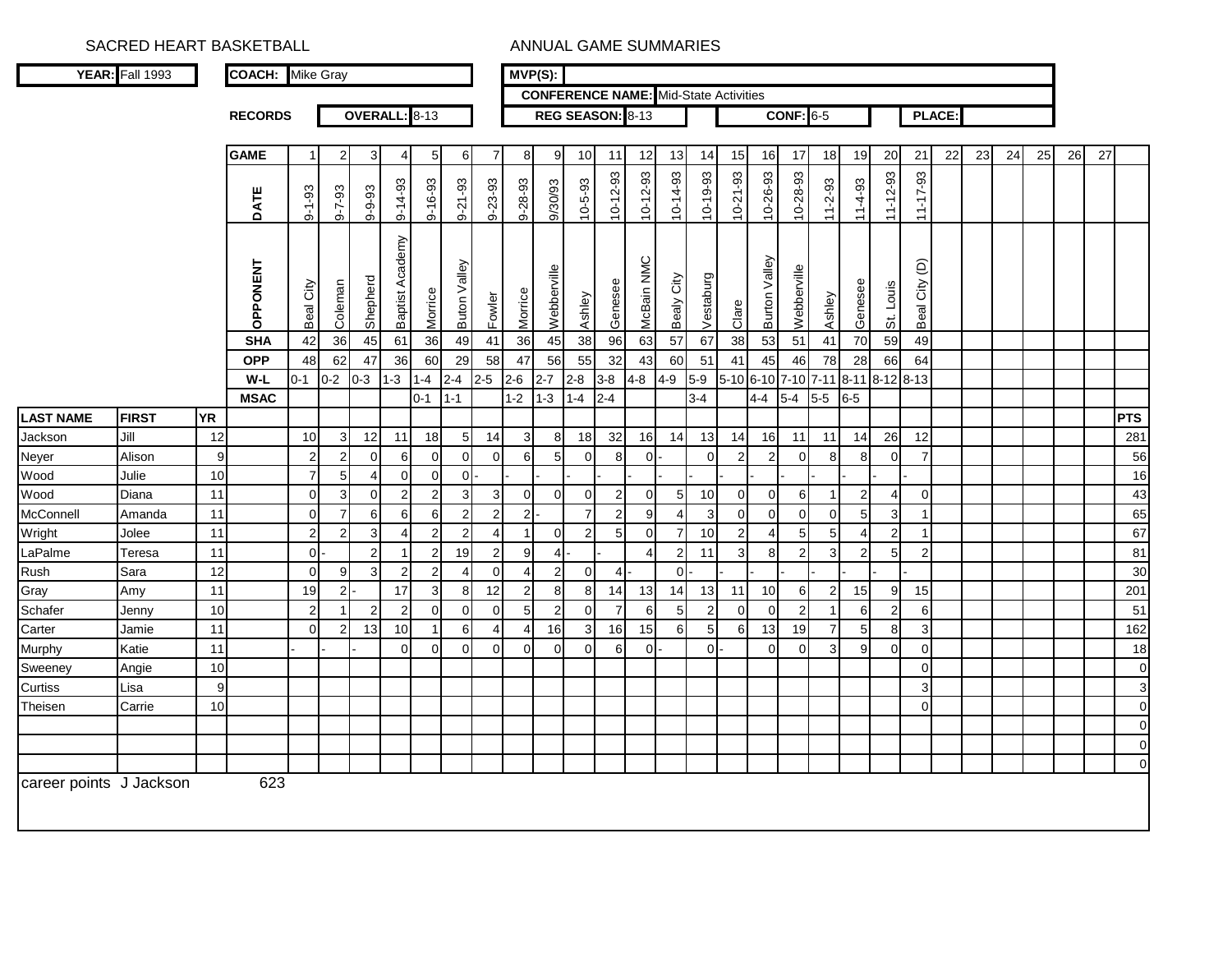SACRED HEART BASKETBALL — ANNUAL GAME SUMMARIES

**YEAR:** Fall 1993 | **COACH:** Mike Gray | **MVP(S):**

**CONFERENCE NAME:** Mid-State Activities

**RECORDS** — **OVERALL:** 8-13 | **REG SEASON:** 8-13 | **CONF:** 6-5 | **PLACE:**

| GAME | 1 | 2 | 3 | 4 | 5 | 6 | 7 | 8 | 9 | 10 | 11 | 12 | 13 | 14 | 15 | 16 | 17 | 18 | 19 | 20 | 21 | 22 | 23 | 24 | 25 | 26 | 27 |
|---|---|---|---|---|---|---|---|---|---|---|---|---|---|---|---|---|---|---|---|---|---|---|---|---|---|---|---|
| DATE | 9-1-93 | 9-7-93 | 9-9-93 | 9-14-93 | 9-16-93 | 9-21-93 | 9-23-93 | 9-28-93 | 9/30/93 | 10-5-93 | 10-12-93 | 10-12-93 | 10-14-93 | 10-19-93 | 10-21-93 | 10-26-93 | 10-28-93 | 11-2-93 | 11-4-93 | 11-12-93 | 11-17-93 | | | | | | |
| OPPONENT | Beal City | Coleman | Shepherd | Baptist Academy | Morrice | Buton Valley | Fowler | Morrice | Webberville | Ashley | Genesee | McBain NMC | Bealy City | Vestaburg | Clare | Burton Valley | Webberville | Ashley | Genesee | St. Louis | Beal City (D) | | | | | | |
| SHA | 42 | 36 | 45 | 61 | 36 | 49 | 41 | 36 | 45 | 38 | 96 | 63 | 57 | 67 | 38 | 53 | 51 | 41 | 70 | 59 | 49 | | | | | | |
| OPP | 48 | 62 | 47 | 36 | 60 | 29 | 58 | 47 | 56 | 55 | 32 | 43 | 60 | 51 | 41 | 45 | 46 | 78 | 28 | 66 | 64 | | | | | | |
| W-L | 0-1 | 0-2 | 0-3 | 1-3 | 1-4 | 2-4 | 2-5 | 2-6 | 2-7 | 2-8 | 3-8 | 4-8 | 4-9 | 5-9 | 5-10 | 6-10 | 7-10 | 7-11 | 8-11 | 8-12 | 8-13 | | | | | | |
| MSAC | | | | | 0-1 | 1-1 | | 1-2 | 1-3 | 1-4 | 2-4 | | | 3-4 | | 4-4 | 5-4 | 5-5 | 6-5 | | | | | | | | |

| LAST NAME | FIRST | YR | 1 | 2 | 3 | 4 | 5 | 6 | 7 | 8 | 9 | 10 | 11 | 12 | 13 | 14 | 15 | 16 | 17 | 18 | 19 | 20 | 21 | 22 | 23 | 24 | 25 | 26 | 27 | PTS |
|---|---|---|---|---|---|---|---|---|---|---|---|---|---|---|---|---|---|---|---|---|---|---|---|---|---|---|---|---|---|---|
| Jackson | Jill | 12 | 10 | 3 | 12 | 11 | 18 | 5 | 14 | 3 | 8 | 18 | 32 | 16 | 14 | 13 | 14 | 16 | 11 | 11 | 14 | 26 | 12 | | | | | | | 281 |
| Neyer | Alison | 9 | 2 | 2 | 0 | 6 | 0 | 0 | 0 | 6 | 5 | 0 | 8 | 0 | - | 0 | 2 | 2 | 0 | 8 | 8 | 0 | 7 | | | | | | | 56 |
| Wood | Julie | 10 | 7 | 5 | 4 | 0 | 0 | 0 | - | - | - | - | - | - | - | - | - | - | - | - | - | - | - | | | | | | | 16 |
| Wood | Diana | 11 | 0 | 3 | 0 | 2 | 2 | 3 | 3 | 0 | 0 | 0 | 2 | 0 | 5 | 10 | 0 | 0 | 6 | 1 | 2 | 4 | 0 | | | | | | | 43 |
| McConnell | Amanda | 11 | 0 | 7 | 6 | 6 | 6 | 2 | 2 | 2 | - | 7 | 2 | 9 | 4 | 3 | 0 | 0 | 0 | 0 | 5 | 3 | 1 | | | | | | | 65 |
| Wright | Jolee | 11 | 2 | 2 | 3 | 4 | 2 | 2 | 4 | 1 | 0 | 2 | 5 | 0 | 7 | 10 | 2 | 4 | 5 | 5 | 4 | 2 | 1 | | | | | | | 67 |
| LaPalme | Teresa | 11 | 0 | - | 2 | 1 | 2 | 19 | 2 | 9 | 4 | - | - | 4 | 2 | 11 | 3 | 8 | 2 | 3 | 2 | 5 | 2 | | | | | | | 81 |
| Rush | Sara | 12 | 0 | 9 | 3 | 2 | 2 | 4 | 0 | 4 | 2 | 0 | 4 | - | 0 | - | - | - | - | - | - | - | - | | | | | | | 30 |
| Gray | Amy | 11 | 19 | 2 | - | 17 | 3 | 8 | 12 | 2 | 8 | 8 | 14 | 13 | 14 | 13 | 11 | 10 | 6 | 2 | 15 | 9 | 15 | | | | | | | 201 |
| Schafer | Jenny | 10 | 2 | 1 | 2 | 2 | 0 | 0 | 0 | 5 | 2 | 0 | 7 | 6 | 5 | 2 | 0 | 0 | 2 | 1 | 6 | 2 | 6 | | | | | | | 51 |
| Carter | Jamie | 11 | 0 | 2 | 13 | 10 | 1 | 6 | 4 | 4 | 16 | 3 | 16 | 15 | 6 | 5 | 6 | 13 | 19 | 7 | 5 | 8 | 3 | | | | | | | 162 |
| Murphy | Katie | 11 | - | - | - | 0 | 0 | 0 | 0 | 0 | 0 | 0 | 6 | 0 | - | 0 | - | 0 | 0 | 3 | 9 | 0 | 0 | | | | | | | 18 |
| Sweeney | Angie | 10 | | | | | | | | | | | | | | | | | | | | | 0 | | | | | | | 0 |
| Curtiss | Lisa | 9 | | | | | | | | | | | | | | | | | | | | | 3 | | | | | | | 3 |
| Theisen | Carrie | 10 | | | | | | | | | | | | | | | | | | | | | 0 | | | | | | | 0 |
| | | | | | | | | | | | | | | | | | | | | | | | | | | | | | | 0 |
| | | | | | | | | | | | | | | | | | | | | | | | | | | | | | | 0 |
| | | | | | | | | | | | | | | | | | | | | | | | | | | | | | | 0 |

career points J Jackson 623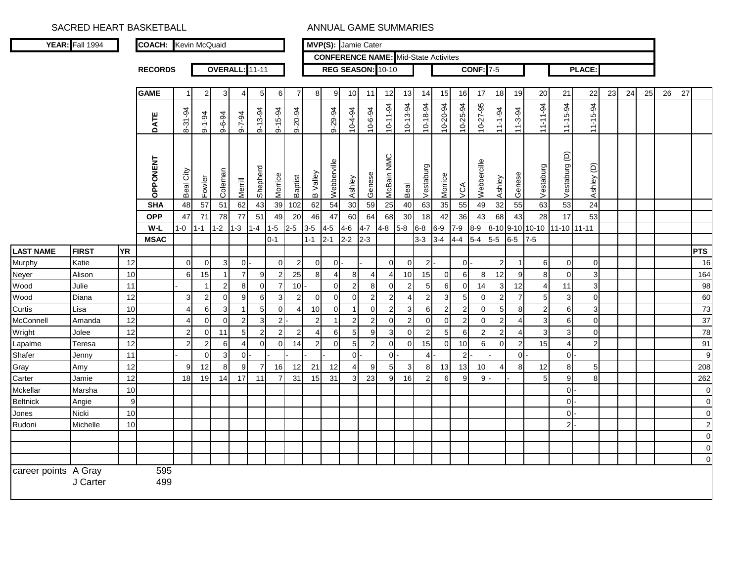SACRED HEART BASKETBALL

ANNUAL GAME SUMMARIES

**YEAR:** Fall 1994 | **COACH:** Kevin McQuaid | **MVP(S):** Jamie Cater

**CONFERENCE NAME:** Mid-State Activites

**RECORDS** | **OVERALL:** 11-11 | **REG SEASON:** 10-10 | **CONF:** 7-5 | **PLACE:**

| | | | **GAME** | 1 | 2 | 3 | 4 | 5 | 6 | 7 | 8 | 9 | 10 | 11 | 12 | 13 | 14 | 15 | 16 | 17 | 18 | 19 | 20 | 21 | 22 | 23 | 24 | 25 | 26 | 27 | |
|---|---|---|---|---|---|---|---|---|---|---|---|---|---|---|---|---|---|---|---|---|---|---|---|---|---|---|---|---|---|---|---|
| | | | **DATE** | 8-31-94 | 9-1-94 | 9-6-94 | 9-7-94 | 9-13-94 | 9-15-94 | 9-20-94 | | 9-29-94 | 10-4-94 | 10-6-94 | 10-11-94 | 10-13-94 | 10-18-94 | 10-20-94 | 10-25-94 | 10-27-95 | 11-1-94 | 11-3-94 | 11-11-94 | 11-15-94 | 11-15-94 | | | | | | |
| | | | **OPPONENT** | Beal City | Fowler | Coleman | Merrill | Shepherd | Morrice | Baptist | B Valley | Webberville | Ashley | Genese | McBain NMC | Beal | Vestaburg | Morrice | VCA | Webbercille | Ashley | Genese | Vestaburg | Vestaburg (D) | Ashley (D) | | | | | | |
| | | | **SHA** | 48 | 57 | 51 | 62 | 43 | 39 | 102 | 62 | 54 | 30 | 59 | 25 | 40 | 63 | 35 | 55 | 49 | 32 | 55 | 63 | 53 | 24 | | | | | | |
| | | | **OPP** | 47 | 71 | 78 | 77 | 51 | 49 | 20 | 46 | 47 | 60 | 64 | 68 | 30 | 18 | 42 | 36 | 43 | 68 | 43 | 28 | 17 | 53 | | | | | | |
| | | | **W-L** | 1-0 | 1-1 | 1-2 | 1-3 | 1-4 | 1-5 | 2-5 | 3-5 | 4-5 | 4-6 | 4-7 | 4-8 | 5-8 | 6-8 | 6-9 | 7-9 | 8-9 | 8-10 | 9-10 | 10-10 | 11-10 | 11-11 | | | | | | |
| | | | **MSAC** | | | | | | 0-1 | | 1-1 | 2-1 | 2-2 | 2-3 | | | 3-3 | 3-4 | 4-4 | 5-4 | 5-5 | 6-5 | 7-5 | | | | | | | | |
| **LAST NAME** | **FIRST** | **YR** | | | | | | | | | | | | | | | | | | | | | | | | | | | | | **PTS** |
| Murphy | Katie | 12 | | 0 | 0 | 3 | 0 | - | 0 | 2 | 0 | 0 | - | - | 0 | 0 | 2 | - | 0 | - | 2 | 1 | 6 | 0 | 0 | | | | | | 16 |
| Neyer | Alison | 10 | | 6 | 15 | 1 | 7 | 9 | 2 | 25 | 8 | 4 | 8 | 4 | 4 | 10 | 15 | 0 | 6 | 8 | 12 | 9 | 8 | 0 | 3 | | | | | | 164 |
| Wood | Julie | 11 | | - | 1 | 2 | 8 | 0 | 7 | 10 | - | 0 | 2 | 8 | 0 | 2 | 5 | 6 | 0 | 14 | 3 | 12 | 4 | 11 | 3 | | | | | | 98 |
| Wood | Diana | 12 | | 3 | 2 | 0 | 9 | 6 | 3 | 2 | 0 | 0 | 0 | 2 | 2 | 4 | 2 | 3 | 5 | 0 | 2 | 7 | 5 | 3 | 0 | | | | | | 60 |
| Curtis | Lisa | 10 | | 4 | 6 | 3 | 1 | 5 | 0 | 4 | 10 | 0 | 1 | 0 | 2 | 3 | 6 | 2 | 2 | 0 | 5 | 8 | 2 | 6 | 3 | | | | | | 73 |
| McConnell | Amanda | 12 | | 4 | 0 | 0 | 2 | 3 | 2 | - | 2 | 1 | 2 | 2 | 0 | 2 | 0 | 0 | 2 | 0 | 2 | 4 | 3 | 6 | 0 | | | | | | 37 |
| Wright | Jolee | 12 | | 2 | 0 | 11 | 5 | 2 | 2 | 2 | 4 | 6 | 5 | 9 | 3 | 0 | 2 | 5 | 6 | 2 | 2 | 4 | 3 | 3 | 0 | | | | | | 78 |
| Lapalme | Teresa | 12 | | 2 | 2 | 6 | 4 | 0 | 0 | 14 | 2 | 0 | 5 | 2 | 0 | 0 | 15 | 0 | 10 | 6 | 0 | 2 | 15 | 4 | 2 | | | | | | 91 |
| Shafer | Jenny | 11 | | - | 0 | 3 | 0 | - | - | - | - | - | 0 | - | 0 | - | 4 | - | 2 | - | - | 0 | - | 0 | - | | | | | | 9 |
| Gray | Amy | 12 | | 9 | 12 | 8 | 9 | 7 | 16 | 12 | 21 | 12 | 4 | 9 | 5 | 3 | 8 | 13 | 13 | 10 | 4 | 8 | 12 | 8 | 5 | | | | | | 208 |
| Carter | Jamie | 12 | | 18 | 19 | 14 | 17 | 11 | 7 | 31 | 15 | 31 | 3 | 23 | 9 | 16 | 2 | 6 | 9 | 9 | - | - | 5 | 9 | 8 | | | | | | 262 |
| Mckellar | Marsha | 10 | | | | | | | | | | | | | | | | | | | | | | 0 | - | | | | | | 0 |
| Beltnick | Angie | 9 | | | | | | | | | | | | | | | | | | | | | | 0 | - | | | | | | 0 |
| Jones | Nicki | 10 | | | | | | | | | | | | | | | | | | | | | | 0 | - | | | | | | 0 |
| Rudoni | Michelle | 10 | | | | | | | | | | | | | | | | | | | | | | 2 | - | | | | | | 2 |
| | | | | | | | | | | | | | | | | | | | | | | | | | | | | | | | 0 |
| | | | | | | | | | | | | | | | | | | | | | | | | | | | | | | | 0 |
| | | | | | | | | | | | | | | | | | | | | | | | | | | | | | | | 0 |

career points A Gray 595

J Carter 499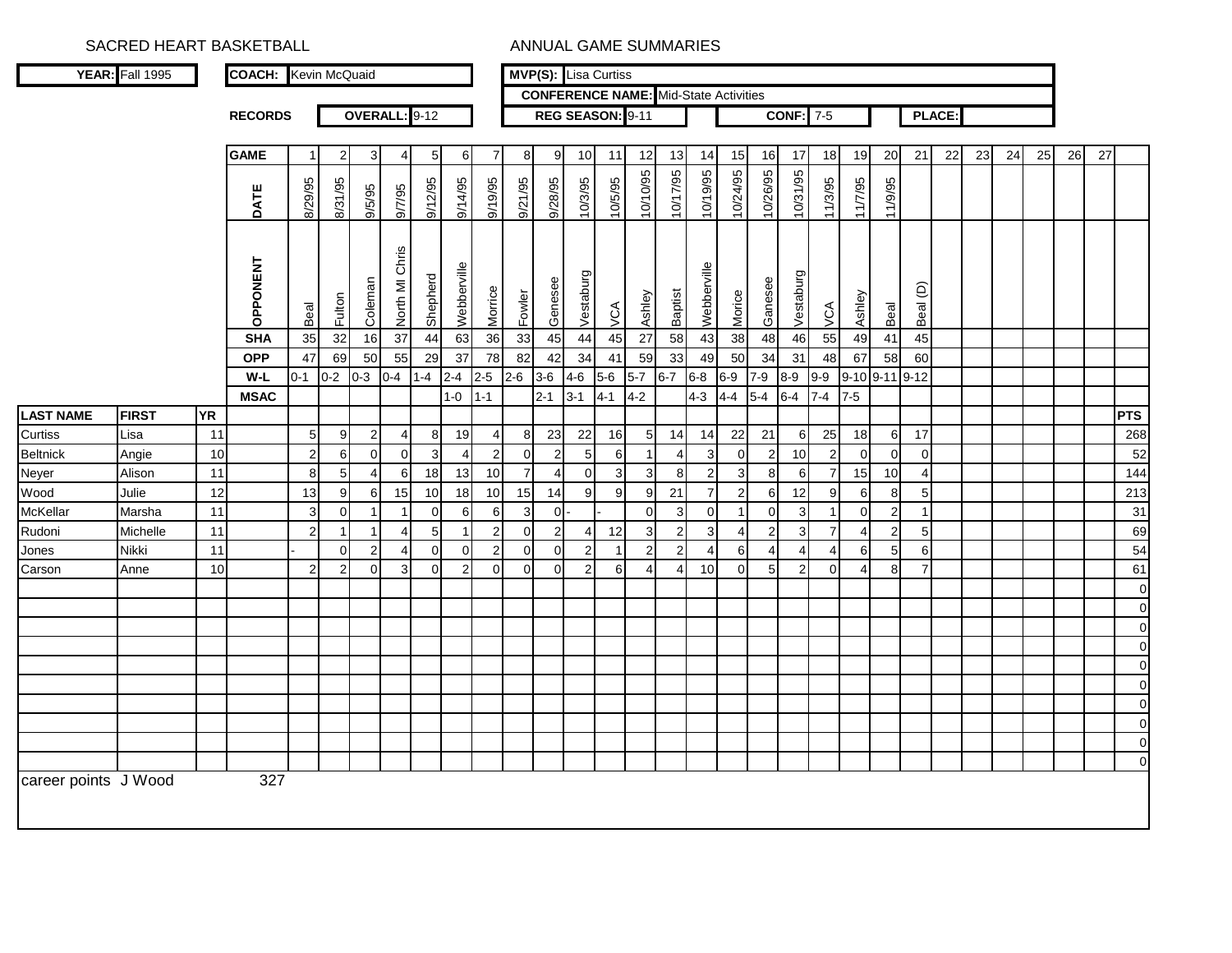SACRED HEART BASKETBALL

ANNUAL GAME SUMMARIES

**YEAR:** Fall 1995

**COACH:** Kevin McQuaid

**MVP(S):** Lisa Curtiss

**CONFERENCE NAME:** Mid-State Activities

**RECORDS** **OVERALL:** 9-12 **REG SEASON:** 9-11 **CONF:** 7-5 **PLACE:**

| | | | GAME | 1 | 2 | 3 | 4 | 5 | 6 | 7 | 8 | 9 | 10 | 11 | 12 | 13 | 14 | 15 | 16 | 17 | 18 | 19 | 20 | 21 | 22 | 23 | 24 | 25 | 26 | 27 | |
|---|---|---|---|---|---|---|---|---|---|---|---|---|---|---|---|---|---|---|---|---|---|---|---|---|---|---|---|---|---|---|---|
| | | | DATE | 8/29/95 | 8/31/95 | 9/5/95 | 9/7/95 | 9/12/95 | 9/14/95 | 9/19/95 | 9/21/95 | 9/28/95 | 10/3/95 | 10/5/95 | 10/10/95 | 10/17/95 | 10/19/95 | 10/24/95 | 10/26/95 | 10/31/95 | 11/3/95 | 11/7/95 | 11/9/95 | | | | | | | | |
| | | | OPPONENT | Beal | Fulton | Coleman | North MI Chris | Shepherd | Webberville | Morice | Fowler | Genesee | Vestaburg | VCA | Ashley | Baptist | Webberville | Morice | Ganesee | Vestaburg | VCA | Ashley | Beal | Beal (D) | | | | | | | |
| | | | SHA | 35 | 32 | 16 | 37 | 44 | 63 | 36 | 33 | 45 | 44 | 45 | 27 | 58 | 43 | 38 | 48 | 46 | 55 | 49 | 41 | 45 | | | | | | | |
| | | | OPP | 47 | 69 | 50 | 55 | 29 | 37 | 78 | 82 | 42 | 34 | 41 | 59 | 33 | 49 | 50 | 34 | 31 | 48 | 67 | 58 | 60 | | | | | | | |
| | | | W-L | 0-1 | 0-2 | 0-3 | 0-4 | 1-4 | 2-4 | 2-5 | 2-6 | 3-6 | 4-6 | 5-6 | 5-7 | 6-7 | 6-8 | 6-9 | 7-9 | 8-9 | 9-9 | 9-10 | 9-11 | 9-12 | | | | | | | |
| | | | MSAC | | | | | | 1-0 | 1-1 | | 2-1 | 3-1 | 4-1 | 4-2 | | 4-3 | 4-4 | 5-4 | 6-4 | 7-4 | 7-5 | | | | | | | | | |
| LAST NAME | FIRST | YR | | | | | | | | | | | | | | | | | | | | | | | | | | | | | PTS |
| Curtiss | Lisa | 11 | | 5 | 9 | 2 | 4 | 8 | 19 | 4 | 8 | 23 | 22 | 16 | 5 | 14 | 14 | 22 | 21 | 6 | 25 | 18 | 6 | 17 | | | | | | | 268 |
| Beltnick | Angie | 10 | | 2 | 6 | 0 | 0 | 3 | 4 | 2 | 0 | 2 | 5 | 6 | 1 | 4 | 3 | 0 | 2 | 10 | 2 | 0 | 0 | 0 | | | | | | | 52 |
| Neyer | Alison | 11 | | 8 | 5 | 4 | 6 | 18 | 13 | 10 | 7 | 4 | 0 | 3 | 3 | 8 | 2 | 3 | 8 | 6 | 7 | 15 | 10 | 4 | | | | | | | 144 |
| Wood | Julie | 12 | | 13 | 9 | 6 | 15 | 10 | 18 | 10 | 15 | 14 | 9 | 9 | 9 | 21 | 7 | 2 | 6 | 12 | 9 | 6 | 8 | 5 | | | | | | | 213 |
| McKellar | Marsha | 11 | | 3 | 0 | 1 | 1 | 0 | 6 | 6 | 3 | 0 | - | - | 0 | 3 | 0 | 1 | 0 | 3 | 1 | 0 | 2 | 1 | | | | | | | 31 |
| Rudoni | Michelle | 11 | | 2 | 1 | 1 | 4 | 5 | 1 | 2 | 0 | 2 | 4 | 12 | 3 | 2 | 3 | 4 | 2 | 3 | 7 | 4 | 2 | 5 | | | | | | | 69 |
| Jones | Nikki | 11 | | - | 0 | 2 | 4 | 0 | 0 | 2 | 0 | 0 | 2 | 1 | 2 | 2 | 4 | 6 | 4 | 4 | 4 | 6 | 5 | 6 | | | | | | | 54 |
| Carson | Anne | 10 | | 2 | 2 | 0 | 3 | 0 | 2 | 0 | 0 | 0 | 2 | 6 | 4 | 4 | 10 | 0 | 5 | 2 | 0 | 4 | 8 | 7 | | | | | | | 61 |
| | | | | | | | | | | | | | | | | | | | | | | | | | | | | | | | 0 |
| | | | | | | | | | | | | | | | | | | | | | | | | | | | | | | | 0 |
| | | | | | | | | | | | | | | | | | | | | | | | | | | | | | | | 0 |
| | | | | | | | | | | | | | | | | | | | | | | | | | | | | | | | 0 |
| | | | | | | | | | | | | | | | | | | | | | | | | | | | | | | | 0 |
| | | | | | | | | | | | | | | | | | | | | | | | | | | | | | | | 0 |
| | | | | | | | | | | | | | | | | | | | | | | | | | | | | | | | 0 |
| | | | | | | | | | | | | | | | | | | | | | | | | | | | | | | | 0 |
| | | | | | | | | | | | | | | | | | | | | | | | | | | | | | | | 0 |
| | | | | | | | | | | | | | | | | | | | | | | | | | | | | | | | 0 |

career points J Wood 327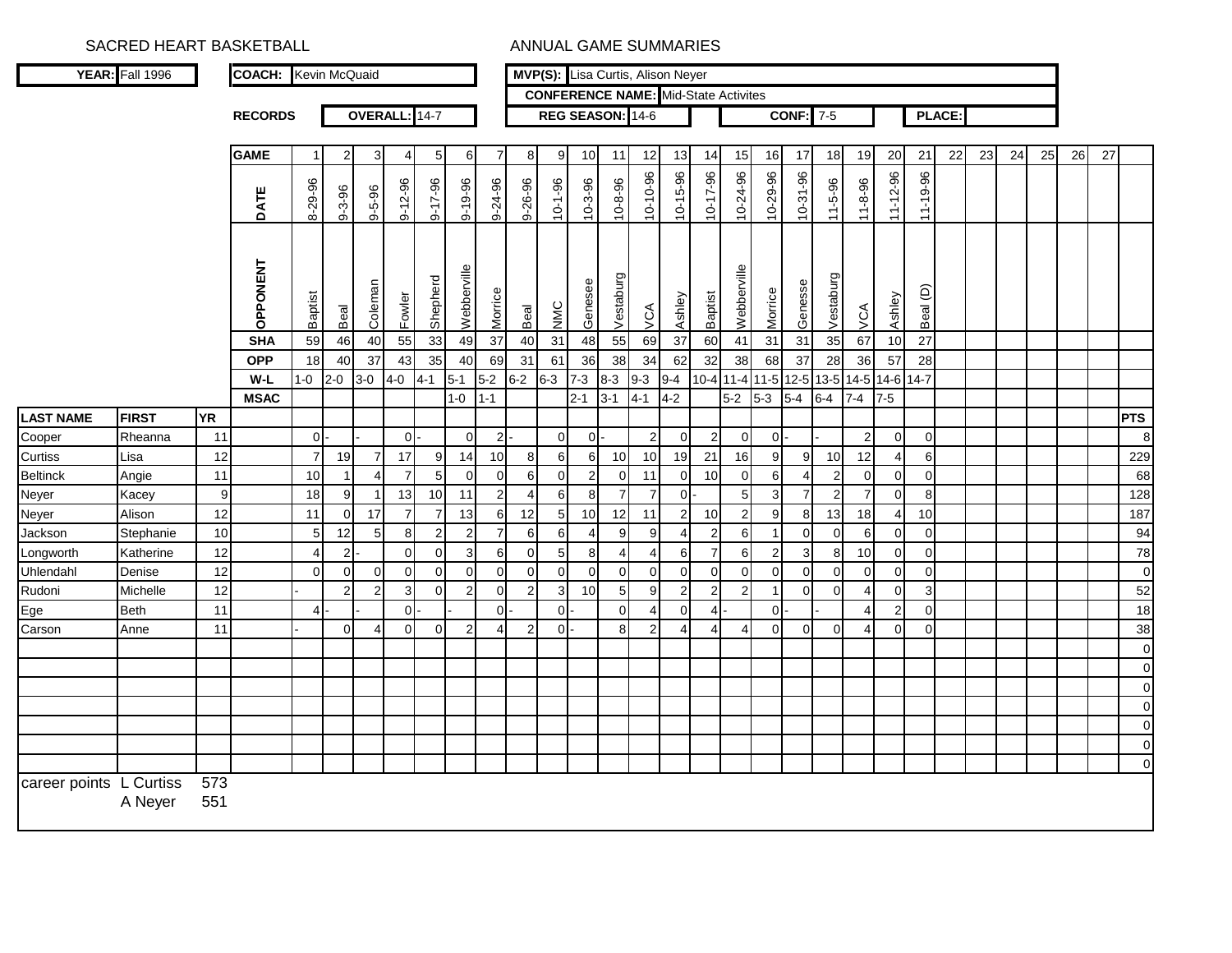SACRED HEART BASKETBALL

ANNUAL GAME SUMMARIES

| YEAR: | Fall 1996 | COACH: | Kevin McQuaid | MVP(S): | Lisa Curtis, Alison Neyer |
|---|---|---|---|---|---|

CONFERENCE NAME: Mid-State Activites

| RECORDS | OVERALL: | 14-7 | REG SEASON: | 14-6 | CONF: | 7-5 | PLACE: | |
|---|---|---|---|---|---|---|---|---|

| LAST NAME | FIRST | YR | GAME | 1 | 2 | 3 | 4 | 5 | 6 | 7 | 8 | 9 | 10 | 11 | 12 | 13 | 14 | 15 | 16 | 17 | 18 | 19 | 20 | 21 | 22 | 23 | 24 | 25 | 26 | 27 | |
|---|---|---|---|---|---|---|---|---|---|---|---|---|---|---|---|---|---|---|---|---|---|---|---|---|---|---|---|---|---|---|---|
| | | | DATE | 8-29-96 | 9-3-96 | 9-5-96 | 9-12-96 | 9-17-96 | 9-19-96 | 9-24-96 | 9-26-96 | 10-1-96 | 10-3-96 | 10-8-96 | 10-10-96 | 10-15-96 | 10-17-96 | 10-24-96 | 10-29-96 | 10-31-96 | 11-5-96 | 11-8-96 | 11-12-96 | 11-19-96 | | | | | | | |
| | | | OPPONENT | Baptist | Beal | Coleman | Fowler | Shepherd | Webberville | Morrice | Beal | NMC | Genesee | Vestaburg | VCA | Ashley | Baptist | Webberville | Morrice | Genesse | Vestaburg | VCA | Ashley | Beal (D) | | | | | | | |
| | | | SHA | 59 | 46 | 40 | 55 | 33 | 49 | 37 | 40 | 31 | 48 | 55 | 69 | 37 | 60 | 41 | 31 | 31 | 35 | 67 | 10 | 27 | | | | | | | |
| | | | OPP | 18 | 40 | 37 | 43 | 35 | 40 | 69 | 31 | 61 | 36 | 38 | 34 | 62 | 32 | 38 | 68 | 37 | 28 | 36 | 57 | 28 | | | | | | | |
| | | | W-L | 1-0 | 2-0 | 3-0 | 4-0 | 4-1 | 5-1 | 5-2 | 6-2 | 6-3 | 7-3 | 8-3 | 9-3 | 9-4 | 10-4 | 11-4 | 11-5 | 12-5 | 13-5 | 14-5 | 14-6 | 14-7 | | | | | | | |
| | | | MSAC | | | | | | 1-0 | 1-1 | | | 2-1 | 3-1 | 4-1 | 4-2 | | 5-2 | 5-3 | 5-4 | 6-4 | 7-4 | 7-5 | | | | | | | | |
| LAST NAME | FIRST | YR | | | | | | | | | | | | | | | | | | | | | | | | | | | | | PTS |
| Cooper | Rheanna | 11 | | 0 | - | - | 0 | - | 0 | 2 | - | 0 | 0 | - | 2 | 0 | 2 | 0 | 0 | - | - | 2 | 0 | 0 | | | | | | | 8 |
| Curtiss | Lisa | 12 | | 7 | 19 | 7 | 17 | 9 | 14 | 10 | 8 | 6 | 6 | 10 | 10 | 19 | 21 | 16 | 9 | 9 | 10 | 12 | 4 | 6 | | | | | | | 229 |
| Beltinck | Angie | 11 | | 10 | 1 | 4 | 7 | 5 | 0 | 0 | 6 | 0 | 2 | 0 | 11 | 0 | 10 | 0 | 6 | 4 | 2 | 0 | 0 | 0 | | | | | | | 68 |
| Neyer | Kacey | 9 | | 18 | 9 | 1 | 13 | 10 | 11 | 2 | 4 | 6 | 8 | 7 | 7 | 0 | - | 5 | 3 | 7 | 2 | 7 | 0 | 8 | | | | | | | 128 |
| Neyer | Alison | 12 | | 11 | 0 | 17 | 7 | 7 | 13 | 6 | 12 | 5 | 10 | 12 | 11 | 2 | 10 | 2 | 9 | 8 | 13 | 18 | 4 | 10 | | | | | | | 187 |
| Jackson | Stephanie | 10 | | 5 | 12 | 5 | 8 | 2 | 2 | 7 | 6 | 6 | 4 | 9 | 9 | 4 | 2 | 6 | 1 | 0 | 0 | 6 | 0 | 0 | | | | | | | 94 |
| Longworth | Katherine | 12 | | 4 | 2 | - | 0 | 0 | 3 | 6 | 0 | 5 | 8 | 4 | 4 | 6 | 7 | 6 | 2 | 3 | 8 | 10 | 0 | 0 | | | | | | | 78 |
| Uhlendahl | Denise | 12 | | 0 | 0 | 0 | 0 | 0 | 0 | 0 | 0 | 0 | 0 | 0 | 0 | 0 | 0 | 0 | 0 | 0 | 0 | 0 | 0 | 0 | | | | | | | 0 |
| Rudoni | Michelle | 12 | | - | 2 | 2 | 3 | 0 | 2 | 0 | 2 | 3 | 10 | 5 | 9 | 2 | 2 | 2 | 1 | 0 | 0 | 4 | 0 | 3 | | | | | | | 52 |
| Ege | Beth | 11 | | 4 | - | - | 0 | - | - | 0 | - | 0 | - | 0 | 4 | 0 | 4 | - | 0 | - | - | 4 | 2 | 0 | | | | | | | 18 |
| Carson | Anne | 11 | | - | 0 | 4 | 0 | 0 | 2 | 4 | 2 | 0 | - | 8 | 2 | 4 | 4 | 4 | 0 | 0 | 0 | 4 | 0 | 0 | | | | | | | 38 |
| | | | | | | | | | | | | | | | | | | | | | | | | | | | | | | | 0 |
| | | | | | | | | | | | | | | | | | | | | | | | | | | | | | | | 0 |
| | | | | | | | | | | | | | | | | | | | | | | | | | | | | | | | 0 |
| | | | | | | | | | | | | | | | | | | | | | | | | | | | | | | | 0 |
| | | | | | | | | | | | | | | | | | | | | | | | | | | | | | | | 0 |
| | | | | | | | | | | | | | | | | | | | | | | | | | | | | | | | 0 |
| | | | | | | | | | | | | | | | | | | | | | | | | | | | | | | | 0 |

career points L Curtiss 573

A Neyer 551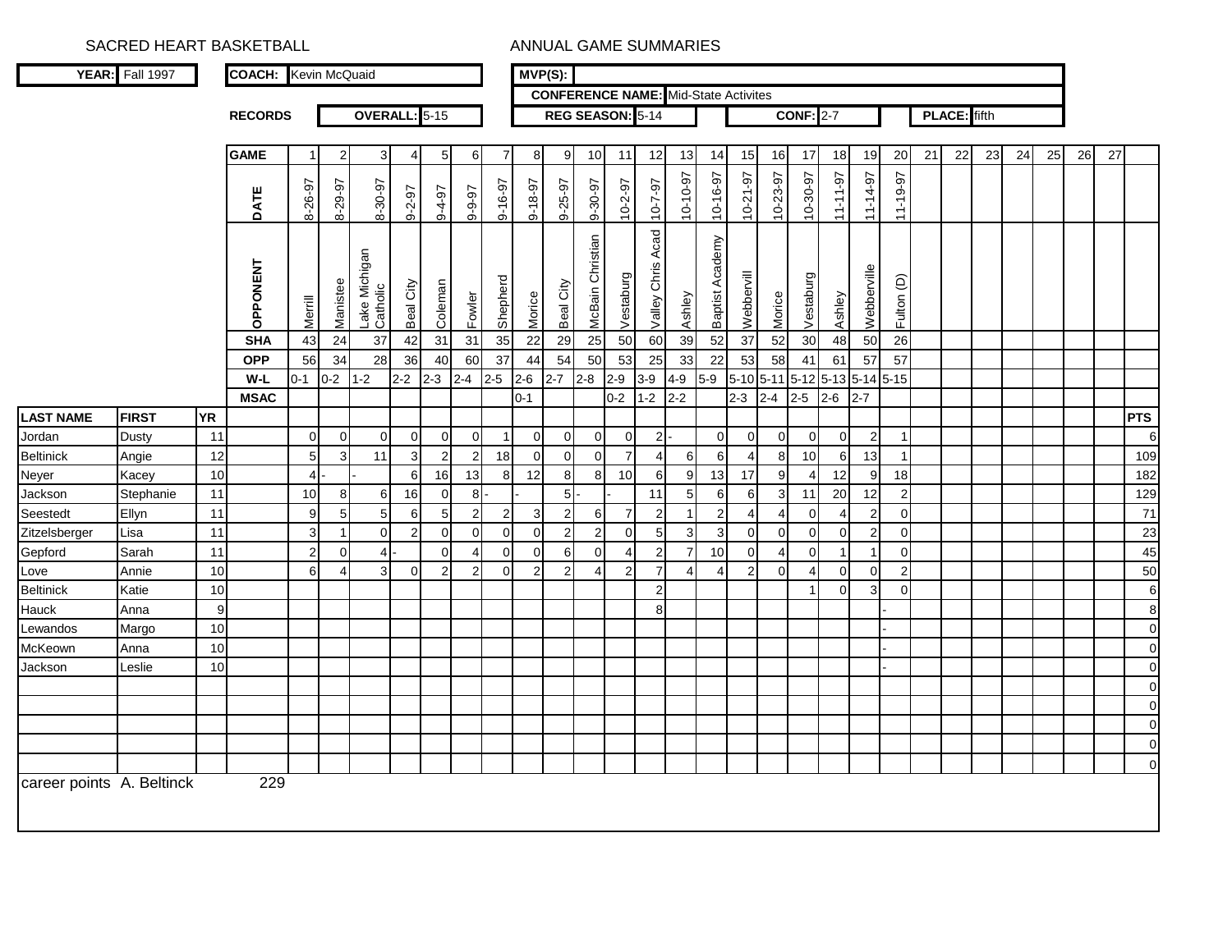SACRED HEART BASKETBALL — ANNUAL GAME SUMMARIES

| **YEAR:** | Fall 1997 | **COACH:** | Kevin McQuaid | **MVP(S):** | |
|---|---|---|---|---|---|
| | | | | **CONFERENCE NAME:** | Mid-State Activites |

**RECORDS** — **OVERALL:** 5-15 — **REG SEASON:** 5-14 — **CONF:** 2-7 — **PLACE:** fifth

| LAST NAME | FIRST | YR | | 1 | 2 | 3 | 4 | 5 | 6 | 7 | 8 | 9 | 10 | 11 | 12 | 13 | 14 | 15 | 16 | 17 | 18 | 19 | 20 | 21 | 22 | 23 | 24 | 25 | 26 | 27 | PTS |
|---|---|---|---|---|---|---|---|---|---|---|---|---|---|---|---|---|---|---|---|---|---|---|---|---|---|---|---|---|---|---|---|
| | | | **GAME** | 1 | 2 | 3 | 4 | 5 | 6 | 7 | 8 | 9 | 10 | 11 | 12 | 13 | 14 | 15 | 16 | 17 | 18 | 19 | 20 | 21 | 22 | 23 | 24 | 25 | 26 | 27 | |
| | | | **DATE** | 8-26-97 | 8-29-97 | 8-30-97 | 9-2-97 | 9-4-97 | 9-9-97 | 9-16-97 | 9-18-97 | 9-25-97 | 9-30-97 | 10-2-97 | 10-7-97 | 10-10-97 | 10-16-97 | 10-21-97 | 10-23-97 | 10-30-97 | 11-11-97 | 11-14-97 | 11-19-97 | | | | | | | | |
| | | | **OPPONENT** | Merrill | Manistee | Lake Michigan Catholic | Beal City | Coleman | Fowler | Shepherd | Morice | Beal City | McBain Christian | Vestaburg | Valley Chris Acad | Ashley | Baptist Academy | Webbervill | Morice | Vestaburg | Ashley | Webberville | Fulton (D) | | | | | | | | |
| | | | **SHA** | 43 | 24 | 37 | 42 | 31 | 31 | 35 | 22 | 29 | 25 | 50 | 60 | 39 | 52 | 37 | 52 | 30 | 48 | 50 | 26 | | | | | | | | |
| | | | **OPP** | 56 | 34 | 28 | 36 | 40 | 60 | 37 | 44 | 54 | 50 | 53 | 25 | 33 | 22 | 53 | 58 | 41 | 61 | 57 | 57 | | | | | | | | |
| | | | **W-L** | 0-1 | 0-2 | 1-2 | 2-2 | 2-3 | 2-4 | 2-5 | 2-6 | 2-7 | 2-8 | 2-9 | 3-9 | 4-9 | 5-9 | 5-10 | 5-11 | 5-12 | 5-13 | 5-14 | 5-15 | | | | | | | | |
| | | | **MSAC** | | | | | | | | 0-1 | | | 0-2 | 1-2 | 2-2 | | 2-3 | 2-4 | 2-5 | 2-6 | 2-7 | | | | | | | | | |
| Jordan | Dusty | 11 | | 0 | 0 | 0 | 0 | 0 | 0 | 1 | 0 | 0 | 0 | 0 | 2 | - | 0 | 0 | 0 | 0 | 0 | 2 | 1 | | | | | | | | 6 |
| Beltinick | Angie | 12 | | 5 | 3 | 11 | 3 | 2 | 2 | 18 | 0 | 0 | 0 | 7 | 4 | 6 | 6 | 4 | 8 | 10 | 6 | 13 | 1 | | | | | | | | 109 |
| Neyer | Kacey | 10 | | 4 | - | - | 6 | 16 | 13 | 8 | 12 | 8 | 8 | 10 | 6 | 9 | 13 | 17 | 9 | 4 | 12 | 9 | 18 | | | | | | | | 182 |
| Jackson | Stephanie | 11 | | 10 | 8 | 6 | 16 | 0 | 8 | - | - | 5 | - | - | 11 | 5 | 6 | 6 | 3 | 11 | 20 | 12 | 2 | | | | | | | | 129 |
| Seestedt | Ellyn | 11 | | 9 | 5 | 5 | 6 | 5 | 2 | 2 | 3 | 2 | 6 | 7 | 2 | 1 | 2 | 4 | 4 | 0 | 4 | 2 | 0 | | | | | | | | 71 |
| Zitzelsberger | Lisa | 11 | | 3 | 1 | 0 | 2 | 0 | 0 | 0 | 0 | 2 | 2 | 0 | 5 | 3 | 3 | 0 | 0 | 0 | 0 | 2 | 0 | | | | | | | | 23 |
| Gepford | Sarah | 11 | | 2 | 0 | 4 | - | 0 | 4 | 0 | 0 | 6 | 0 | 4 | 2 | 7 | 10 | 0 | 4 | 0 | 1 | 1 | 0 | | | | | | | | 45 |
| Love | Annie | 10 | | 6 | 4 | 3 | 0 | 2 | 2 | 0 | 2 | 2 | 4 | 2 | 7 | 4 | 4 | 2 | 0 | 4 | 0 | 0 | 2 | | | | | | | | 50 |
| Beltinick | Katie | 10 | | | | | | | | | | | | | 2 | | | | | 1 | 0 | 3 | 0 | | | | | | | | 6 |
| Hauck | Anna | 9 | | | | | | | | | | | | | 8 | | | | | | | | - | | | | | | | | 8 |
| Lewandos | Margo | 10 | | | | | | | | | | | | | | | | | | | | | - | | | | | | | | 0 |
| McKeown | Anna | 10 | | | | | | | | | | | | | | | | | | | | | - | | | | | | | | 0 |
| Jackson | Leslie | 10 | | | | | | | | | | | | | | | | | | | | | - | | | | | | | | 0 |
| | | | | | | | | | | | | | | | | | | | | | | | | | | | | | | | 0 |
| | | | | | | | | | | | | | | | | | | | | | | | | | | | | | | | 0 |
| | | | | | | | | | | | | | | | | | | | | | | | | | | | | | | | 0 |
| | | | | | | | | | | | | | | | | | | | | | | | | | | | | | | | 0 |
| | | | | | | | | | | | | | | | | | | | | | | | | | | | | | | | 0 |

career points A. Beltinck 229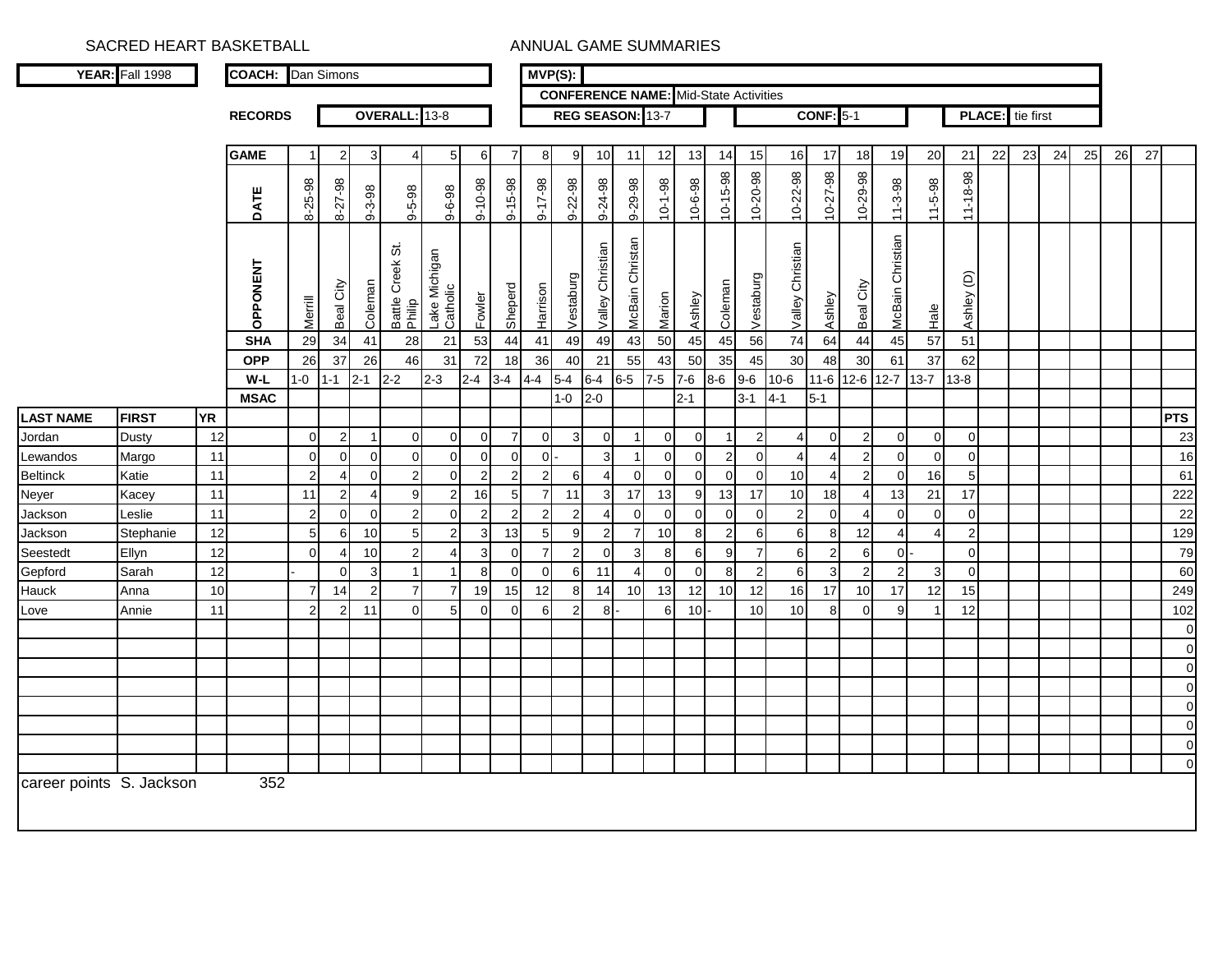SACRED HEART BASKETBALL ANNUAL GAME SUMMARIES

| YEAR: | Fall 1998 | COACH: | Dan Simons | MVP(S): | |
|---|---|---|---|---|---|

**CONFERENCE NAME:** Mid-State Activities

**RECORDS** — **OVERALL:** 13-8 | **REG SEASON:** 13-7 | **CONF:** 5-1 | **PLACE:** tie first

| LAST NAME | FIRST | YR | GAME | 1 | 2 | 3 | 4 | 5 | 6 | 7 | 8 | 9 | 10 | 11 | 12 | 13 | 14 | 15 | 16 | 17 | 18 | 19 | 20 | 21 | 22 | 23 | 24 | 25 | 26 | 27 | PTS |
|---|---|---|---|---|---|---|---|---|---|---|---|---|---|---|---|---|---|---|---|---|---|---|---|---|---|---|---|---|---|---|---|
| | | | DATE | 8-25-98 | 8-27-98 | 9-3-98 | 9-5-98 | 9-6-98 | 9-10-98 | 9-15-98 | 9-17-98 | 9-22-98 | 9-24-98 | 9-29-98 | 10-1-98 | 10-6-98 | 10-15-98 | 10-20-98 | 10-22-98 | 10-27-98 | 10-29-98 | 11-3-98 | 11-5-98 | 11-18-98 | | | | | | | |
| | | | OPPONENT | Merrill | Beal City | Coleman | Battle Creek St. Philip | Lake Michigan Catholic | Fowler | Sheperd | Harrison | Vestaburg | Valley Christian | McBain Christian | Marion | Ashley | Coleman | Vestaburg | Valley Christian | Ashley | Beal City | McBain Christian | Hale | Ashley (D) | | | | | | | |
| | | | SHA | 29 | 34 | 41 | 28 | 21 | 53 | 44 | 41 | 49 | 49 | 43 | 50 | 45 | 45 | 56 | 74 | 64 | 44 | 45 | 57 | 51 | | | | | | | |
| | | | OPP | 26 | 37 | 26 | 46 | 31 | 72 | 18 | 36 | 40 | 21 | 55 | 43 | 50 | 35 | 45 | 30 | 48 | 30 | 61 | 37 | 62 | | | | | | | |
| | | | W-L | 1-0 | 1-1 | 2-1 | 2-2 | 2-3 | 2-4 | 3-4 | 4-4 | 5-4 | 6-4 | 6-5 | 7-5 | 7-6 | 8-6 | 9-6 | 10-6 | 11-6 | 12-6 | 12-7 | 13-7 | 13-8 | | | | | | | |
| | | | MSAC | | | | | | | | | 1-0 | 2-0 | | | 2-1 | | 3-1 | 4-1 | 5-1 | | | | | | | | | | | |
| Jordan | Dusty | 12 | | 0 | 2 | 1 | 0 | 0 | 0 | 7 | 0 | 3 | 0 | 1 | 0 | 0 | 1 | 2 | 4 | 0 | 2 | 0 | 0 | 0 | | | | | | | 23 |
| Lewandos | Margo | 11 | | 0 | 0 | 0 | 0 | 0 | 0 | 0 | 0 | - | 3 | 1 | 0 | 0 | 2 | 0 | 4 | 4 | 2 | 0 | 0 | 0 | | | | | | | 16 |
| Beltinck | Katie | 11 | | 2 | 4 | 0 | 2 | 0 | 2 | 2 | 2 | 6 | 4 | 0 | 0 | 0 | 0 | 0 | 10 | 4 | 2 | 0 | 16 | 5 | | | | | | | 61 |
| Neyer | Kacey | 11 | | 11 | 2 | 4 | 9 | 2 | 16 | 5 | 7 | 11 | 3 | 17 | 13 | 9 | 13 | 17 | 10 | 18 | 4 | 13 | 21 | 17 | | | | | | | 222 |
| Jackson | Leslie | 11 | | 2 | 0 | 0 | 2 | 0 | 2 | 2 | 2 | 2 | 4 | 0 | 0 | 0 | 0 | 0 | 2 | 0 | 4 | 0 | 0 | 0 | | | | | | | 22 |
| Jackson | Stephanie | 12 | | 5 | 6 | 10 | 5 | 2 | 3 | 13 | 5 | 9 | 2 | 7 | 10 | 8 | 2 | 6 | 6 | 8 | 12 | 4 | 4 | 2 | | | | | | | 129 |
| Seestedt | Ellyn | 12 | | 0 | 4 | 10 | 2 | 4 | 3 | 0 | 7 | 2 | 0 | 3 | 8 | 6 | 9 | 7 | 6 | 2 | 6 | 0 | - | 0 | | | | | | | 79 |
| Gepford | Sarah | 12 | | - | 0 | 3 | 1 | 1 | 8 | 0 | 0 | 6 | 11 | 4 | 0 | 0 | 8 | 2 | 6 | 3 | 2 | 2 | 3 | 0 | | | | | | | 60 |
| Hauck | Anna | 10 | | 7 | 14 | 2 | 7 | 7 | 19 | 15 | 12 | 8 | 14 | 10 | 13 | 12 | 10 | 12 | 16 | 17 | 10 | 17 | 12 | 15 | | | | | | | 249 |
| Love | Annie | 11 | | 2 | 2 | 11 | 0 | 5 | 0 | 0 | 6 | 2 | 8 | - | 6 | 10 | - | 10 | 10 | 8 | 0 | 9 | 1 | 12 | | | | | | | 102 |
| | | | | | | | | | | | | | | | | | | | | | | | | | | | | | | | 0 |
| | | | | | | | | | | | | | | | | | | | | | | | | | | | | | | | 0 |
| | | | | | | | | | | | | | | | | | | | | | | | | | | | | | | | 0 |
| | | | | | | | | | | | | | | | | | | | | | | | | | | | | | | | 0 |
| | | | | | | | | | | | | | | | | | | | | | | | | | | | | | | | 0 |
| | | | | | | | | | | | | | | | | | | | | | | | | | | | | | | | 0 |
| | | | | | | | | | | | | | | | | | | | | | | | | | | | | | | | 0 |
| | | | | | | | | | | | | | | | | | | | | | | | | | | | | | | | 0 |

career points S. Jackson 352